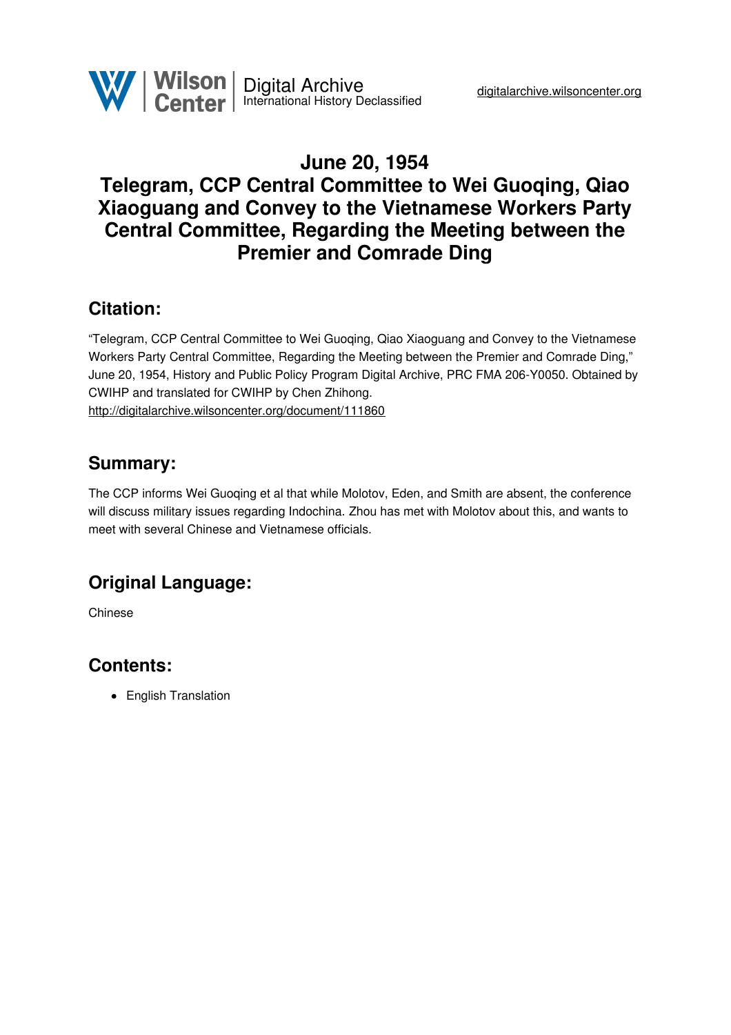# June 20, 1954
# Telegram, CCP Central Committee to Wei Guoqing, Qiao Xiaoguang and Convey to the Vietnamese Workers Party Central Committee, Regarding the Meeting between the Premier and Comrade Ding

## Citation:

"Telegram, CCP Central Committee to Wei Guoqing, Qiao Xiaoguang and Convey to the Vietnamese Workers Party Central Committee, Regarding the Meeting between the Premier and Comrade Ding," June 20, 1954, History and Public Policy Program Digital Archive, PRC FMA 206-Y0050. Obtained by CWIHP and translated for CWIHP by Chen Zhihong.
http://digitalarchive.wilsoncenter.org/document/111860

## Summary:

The CCP informs Wei Guoqing et al that while Molotov, Eden, and Smith are absent, the conference will discuss military issues regarding Indochina. Zhou has met with Molotov about this, and wants to meet with several Chinese and Vietnamese officials.

## Original Language:

Chinese

## Contents:

- English Translation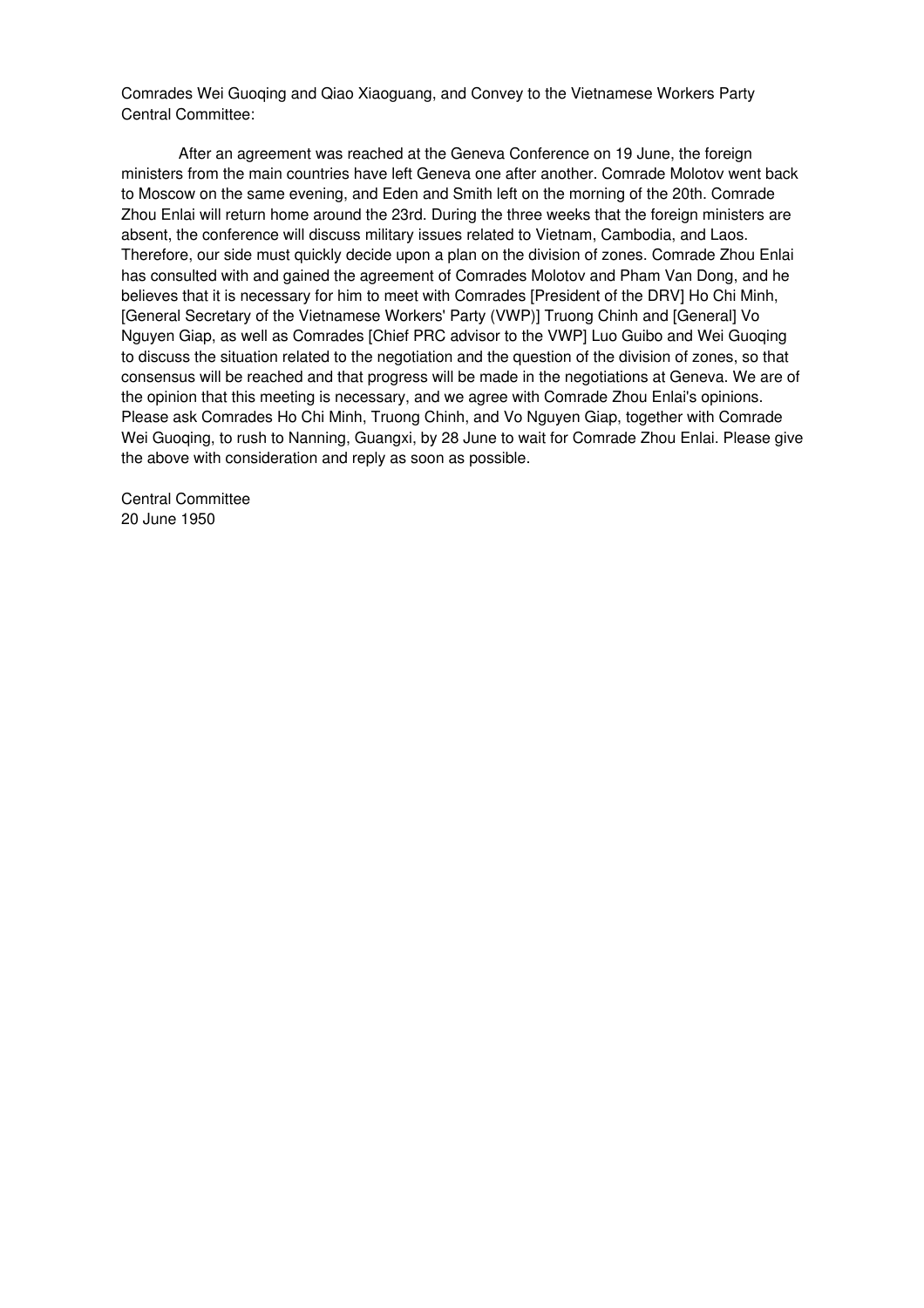Comrades Wei Guoqing and Qiao Xiaoguang, and Convey to the Vietnamese Workers Party Central Committee:

After an agreement was reached at the Geneva Conference on 19 June, the foreign ministers from the main countries have left Geneva one after another. Comrade Molotov went back to Moscow on the same evening, and Eden and Smith left on the morning of the 20th. Comrade Zhou Enlai will return home around the 23rd. During the three weeks that the foreign ministers are absent, the conference will discuss military issues related to Vietnam, Cambodia, and Laos. Therefore, our side must quickly decide upon a plan on the division of zones. Comrade Zhou Enlai has consulted with and gained the agreement of Comrades Molotov and Pham Van Dong, and he believes that it is necessary for him to meet with Comrades [President of the DRV] Ho Chi Minh, [General Secretary of the Vietnamese Workers' Party (VWP)] Truong Chinh and [General] Vo Nguyen Giap, as well as Comrades [Chief PRC advisor to the VWP] Luo Guibo and Wei Guoqing to discuss the situation related to the negotiation and the question of the division of zones, so that consensus will be reached and that progress will be made in the negotiations at Geneva. We are of the opinion that this meeting is necessary, and we agree with Comrade Zhou Enlai's opinions. Please ask Comrades Ho Chi Minh, Truong Chinh, and Vo Nguyen Giap, together with Comrade Wei Guoqing, to rush to Nanning, Guangxi, by 28 June to wait for Comrade Zhou Enlai. Please give the above with consideration and reply as soon as possible.

Central Committee
20 June 1950